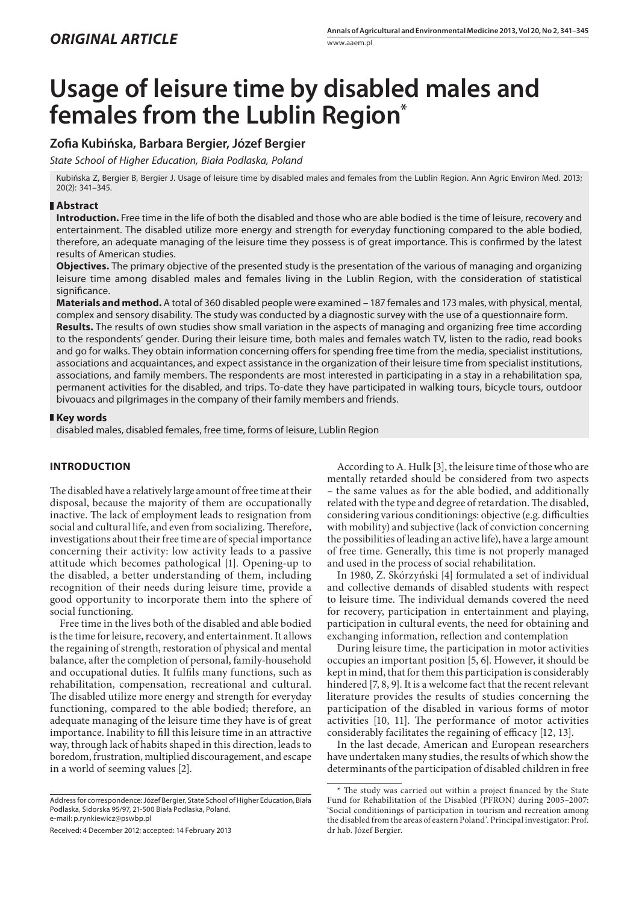*ORIGINAL ARTICLE*

# Usage of leisure time by disabled males and females from the Lublin Region*

**Zofia Kubińska, Barbara Bergier, Józef Bergier**

*State School of Higher Education, Biała Podlaska, Poland*

Kubińska Z, Bergier B, Bergier J. Usage of leisure time by disabled males and females from the Lublin Region. Ann Agric Environ Med. 2013; 20(2): 341–345.

## Abstract

**Introduction.** Free time in the life of both the disabled and those who are able bodied is the time of leisure, recovery and entertainment. The disabled utilize more energy and strength for everyday functioning compared to the able bodied, therefore, an adequate managing of the leisure time they possess is of great importance. This is confirmed by the latest results of American studies.

**Objectives.** The primary objective of the presented study is the presentation of the various of managing and organizing leisure time among disabled males and females living in the Lublin Region, with the consideration of statistical significance.

**Materials and method.** A total of 360 disabled people were examined – 187 females and 173 males, with physical, mental, complex and sensory disability. The study was conducted by a diagnostic survey with the use of a questionnaire form.

**Results.** The results of own studies show small variation in the aspects of managing and organizing free time according to the respondents' gender. During their leisure time, both males and females watch TV, listen to the radio, read books and go for walks. They obtain information concerning offers for spending free time from the media, specialist institutions, associations and acquaintances, and expect assistance in the organization of their leisure time from specialist institutions, associations, and family members. The respondents are most interested in participating in a stay in a rehabilitation spa, permanent activities for the disabled, and trips. To-date they have participated in walking tours, bicycle tours, outdoor bivouacs and pilgrimages in the company of their family members and friends.

## Key words

disabled males, disabled females, free time, forms of leisure, Lublin Region

## INTRODUCTION

The disabled have a relatively large amount of free time at their disposal, because the majority of them are occupationally inactive. The lack of employment leads to resignation from social and cultural life, and even from socializing. Therefore, investigations about their free time are of special importance concerning their activity: low activity leads to a passive attitude which becomes pathological [1]. Opening-up to the disabled, a better understanding of them, including recognition of their needs during leisure time, provide a good opportunity to incorporate them into the sphere of social functioning.

Free time in the lives both of the disabled and able bodied is the time for leisure, recovery, and entertainment. It allows the regaining of strength, restoration of physical and mental balance, after the completion of personal, family-household and occupational duties. It fulfils many functions, such as rehabilitation, compensation, recreational and cultural. The disabled utilize more energy and strength for everyday functioning, compared to the able bodied; therefore, an adequate managing of the leisure time they have is of great importance. Inability to fill this leisure time in an attractive way, through lack of habits shaped in this direction, leads to boredom, frustration, multiplied discouragement, and escape in a world of seeming values [2].

According to A. Hulk [3], the leisure time of those who are mentally retarded should be considered from two aspects – the same values as for the able bodied, and additionally related with the type and degree of retardation. The disabled, considering various conditionings: objective (e.g. difficulties with mobility) and subjective (lack of conviction concerning the possibilities of leading an active life), have a large amount of free time. Generally, this time is not properly managed and used in the process of social rehabilitation.

In 1980, Z. Skórzyński [4] formulated a set of individual and collective demands of disabled students with respect to leisure time. The individual demands covered the need for recovery, participation in entertainment and playing, participation in cultural events, the need for obtaining and exchanging information, reflection and contemplation

During leisure time, the participation in motor activities occupies an important position [5, 6]. However, it should be kept in mind, that for them this participation is considerably hindered [7, 8, 9]. It is a welcome fact that the recent relevant literature provides the results of studies concerning the participation of the disabled in various forms of motor activities [10, 11]. The performance of motor activities considerably facilitates the regaining of efficacy [12, 13].

In the last decade, American and European researchers have undertaken many studies, the results of which show the determinants of the participation of disabled children in free

Address for correspondence: Józef Bergier, State School of Higher Education, Biała Podlaska, Sidorska 95/97, 21-500 Biała Podlaska, Poland.
e-mail: p.rynkiewicz@pswbp.pl

Received: 4 December 2012; accepted: 14 February 2013

\* The study was carried out within a project financed by the State Fund for Rehabilitation of the Disabled (PFRON) during 2005–2007: 'Social conditionings of participation in tourism and recreation among the disabled from the areas of eastern Poland'. Principal investigator: Prof. dr hab. Józef Bergier.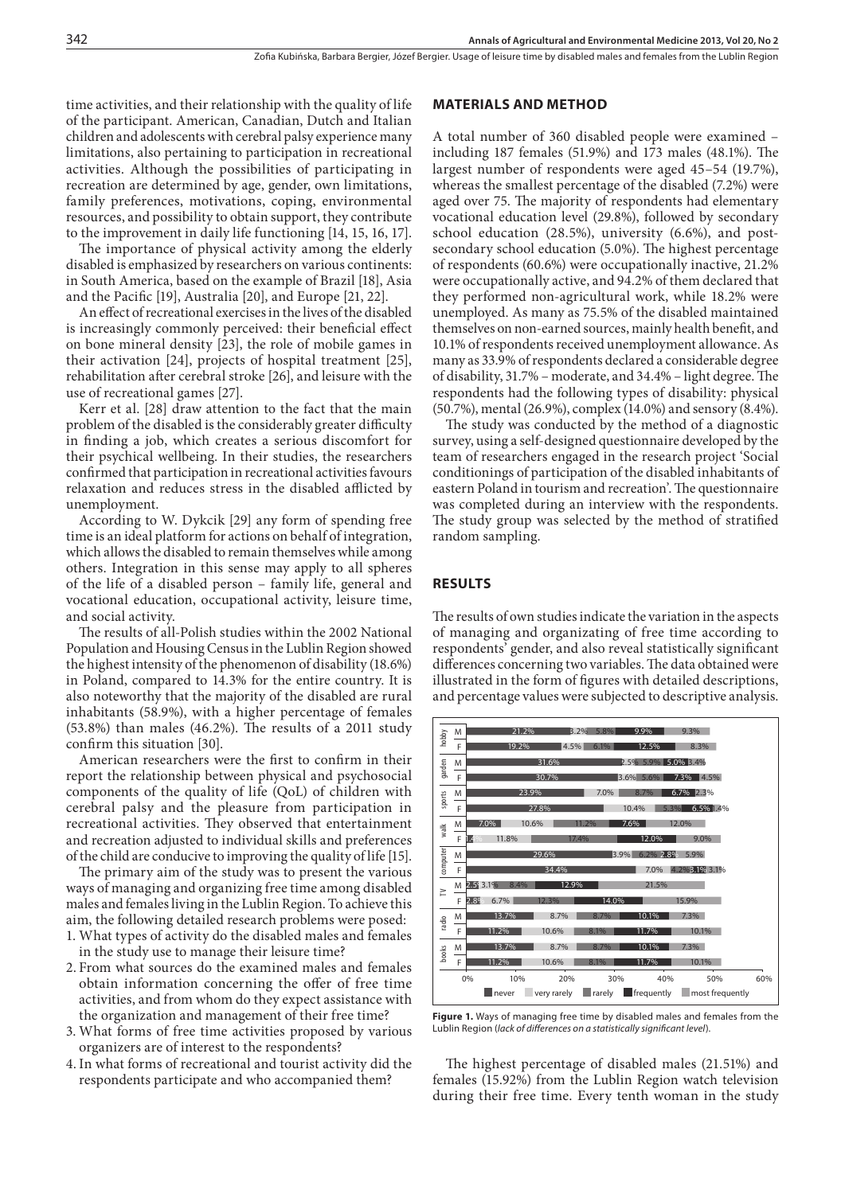time activities, and their relationship with the quality of life of the participant. American, Canadian, Dutch and Italian children and adolescents with cerebral palsy experience many limitations, also pertaining to participation in recreational activities. Although the possibilities of participating in recreation are determined by age, gender, own limitations, family preferences, motivations, coping, environmental resources, and possibility to obtain support, they contribute to the improvement in daily life functioning [14, 15, 16, 17].

The importance of physical activity among the elderly disabled is emphasized by researchers on various continents: in South America, based on the example of Brazil [18], Asia and the Pacific [19], Australia [20], and Europe [21, 22].

An effect of recreational exercises in the lives of the disabled is increasingly commonly perceived: their beneficial effect on bone mineral density [23], the role of mobile games in their activation [24], projects of hospital treatment [25], rehabilitation after cerebral stroke [26], and leisure with the use of recreational games [27].

Kerr et al. [28] draw attention to the fact that the main problem of the disabled is the considerably greater difficulty in finding a job, which creates a serious discomfort for their psychical wellbeing. In their studies, the researchers confirmed that participation in recreational activities favours relaxation and reduces stress in the disabled afflicted by unemployment.

According to W. Dykcik [29] any form of spending free time is an ideal platform for actions on behalf of integration, which allows the disabled to remain themselves while among others. Integration in this sense may apply to all spheres of the life of a disabled person – family life, general and vocational education, occupational activity, leisure time, and social activity.

The results of all-Polish studies within the 2002 National Population and Housing Census in the Lublin Region showed the highest intensity of the phenomenon of disability (18.6%) in Poland, compared to 14.3% for the entire country. It is also noteworthy that the majority of the disabled are rural inhabitants (58.9%), with a higher percentage of females (53.8%) than males (46.2%). The results of a 2011 study confirm this situation [30].

American researchers were the first to confirm in their report the relationship between physical and psychosocial components of the quality of life (QoL) of children with cerebral palsy and the pleasure from participation in recreational activities. They observed that entertainment and recreation adjusted to individual skills and preferences of the child are conducive to improving the quality of life [15].

The primary aim of the study was to present the various ways of managing and organizing free time among disabled males and females living in the Lublin Region. To achieve this aim, the following detailed research problems were posed:

1. What types of activity do the disabled males and females in the study use to manage their leisure time?
2. From what sources do the examined males and females obtain information concerning the offer of free time activities, and from whom do they expect assistance with the organization and management of their free time?
3. What forms of free time activities proposed by various organizers are of interest to the respondents?
4. In what forms of recreational and tourist activity did the respondents participate and who accompanied them?

## MATERIALS AND METHOD

A total number of 360 disabled people were examined – including 187 females (51.9%) and 173 males (48.1%). The largest number of respondents were aged 45–54 (19.7%), whereas the smallest percentage of the disabled (7.2%) were aged over 75. The majority of respondents had elementary vocational education level (29.8%), followed by secondary school education (28.5%), university (6.6%), and post-secondary school education (5.0%). The highest percentage of respondents (60.6%) were occupationally inactive, 21.2% were occupationally active, and 94.2% of them declared that they performed non-agricultural work, while 18.2% were unemployed. As many as 75.5% of the disabled maintained themselves on non-earned sources, mainly health benefit, and 10.1% of respondents received unemployment allowance. As many as 33.9% of respondents declared a considerable degree of disability, 31.7% – moderate, and 34.4% – light degree. The respondents had the following types of disability: physical (50.7%), mental (26.9%), complex (14.0%) and sensory (8.4%).

The study was conducted by the method of a diagnostic survey, using a self-designed questionnaire developed by the team of researchers engaged in the research project 'Social conditionings of participation of the disabled inhabitants of eastern Poland in tourism and recreation'. The questionnaire was completed during an interview with the respondents. The study group was selected by the method of stratified random sampling.

## RESULTS

The results of own studies indicate the variation in the aspects of managing and organizing of free time according to respondents' gender, and also reveal statistically significant differences concerning two variables. The data obtained were illustrated in the form of figures with detailed descriptions, and percentage values were subjected to descriptive analysis.

**Figure 1.** Ways of managing free time by disabled males and females from the Lublin Region (*lack of differences on a statistically significant level*).

The highest percentage of disabled males (21.51%) and females (15.92%) from the Lublin Region watch television during their free time. Every tenth woman in the study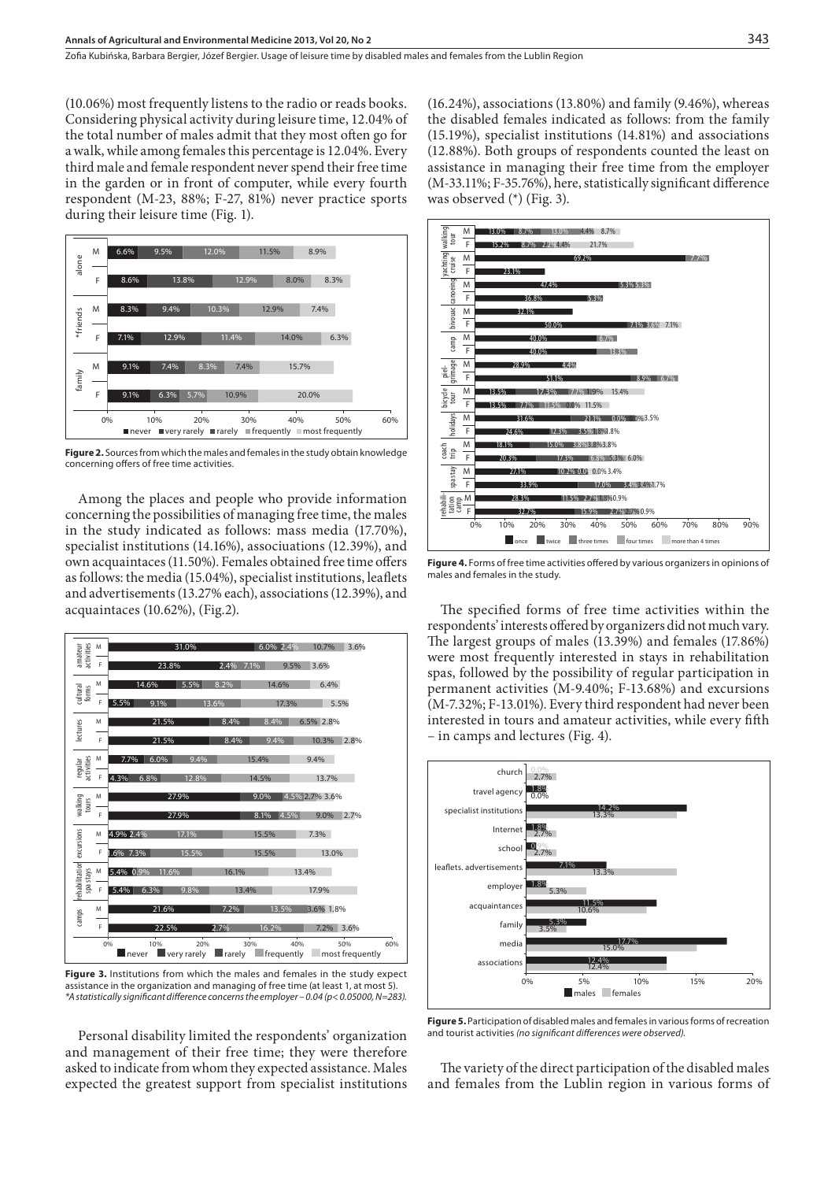(10.06%) most frequently listens to the radio or reads books. Considering physical activity during leisure time, 12.04% of the total number of males admit that they most often go for a walk, while among females this percentage is 12.04%. Every third male and female respondent never spend their free time in the garden or in front of computer, while every fourth respondent (M-23, 88%; F-27, 81%) never practice sports during their leisure time (Fig. 1).

**Figure 2.** Sources from which the males and females in the study obtain knowledge concerning offers of free time activities.

Among the places and people who provide information concerning the possibilities of managing free time, the males in the study indicated as follows: mass media (17.70%), specialist institutions (14.16%), associuations (12.39%), and own acquaintaces (11.50%). Females obtained free time offers as follows: the media (15.04%), specialist institutions, leaflets and advertisements (13.27% each), associations (12.39%), and acquaintaces (10.62%), (Fig.2).

**Figure 3.** Institutions from which the males and females in the study expect assistance in the organization and managing of free time (at least 1, at most 5). *\*A statistically significant difference concerns the employer – 0.04 (p< 0.05000, N=283).*

Personal disability limited the respondents' organization and management of their free time; they were therefore asked to indicate from whom they expected assistance. Males expected the greatest support from specialist institutions (16.24%), associations (13.80%) and family (9.46%), whereas the disabled females indicated as follows: from the family (15.19%), specialist institutions (14.81%) and associations (12.88%). Both groups of respondents counted the least on assistance in managing their free time from the employer (M-33.11%; F-35.76%), here, statistically significant difference was observed (*) (Fig. 3).

**Figure 4.** Forms of free time activities offered by various organizers in opinions of males and females in the study.

The specified forms of free time activities within the respondents' interests offered by organizers did not much vary. The largest groups of males (13.39%) and females (17.86%) were most frequently interested in stays in rehabilitation spas, followed by the possibility of regular participation in permanent activities (M-9.40%; F-13.68%) and excursions (M-7.32%; F-13.01%). Every third respondent had never been interested in tours and amateur activities, while every fifth – in camps and lectures (Fig. 4).

**Figure 5.** Participation of disabled males and females in various forms of recreation and tourist activities *(no significant differences were observed).*

The variety of the direct participation of the disabled males and females from the Lublin region in various forms of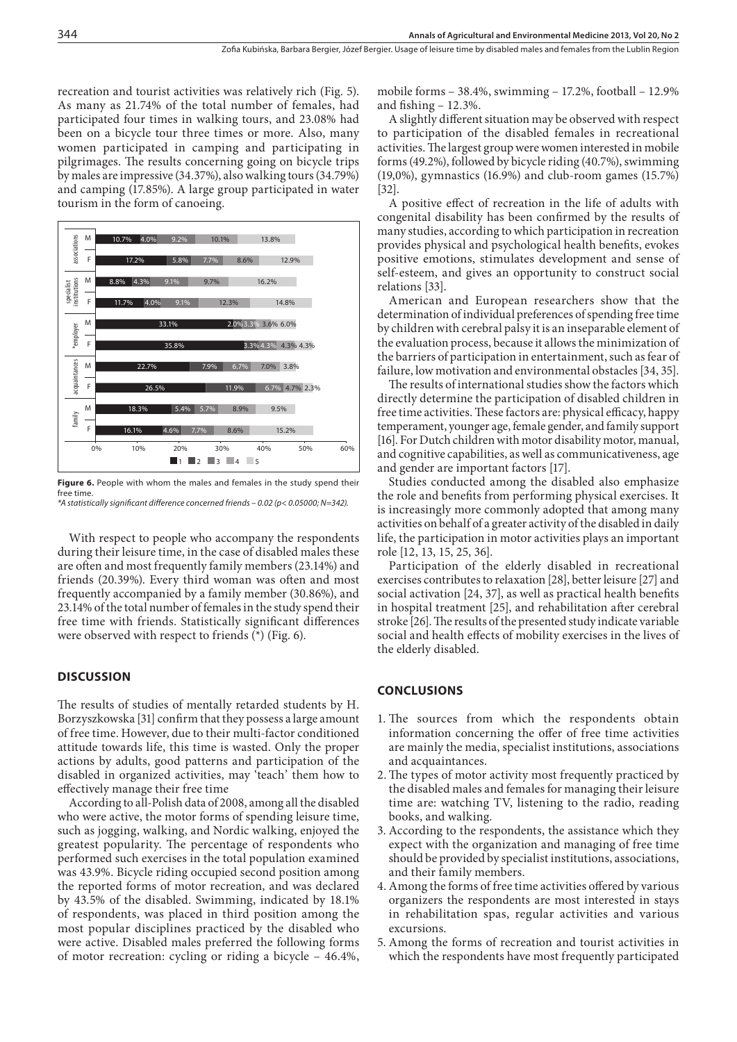recreation and tourist activities was relatively rich (Fig. 5). As many as 21.74% of the total number of females, had participated four times in walking tours, and 23.08% had been on a bicycle tour three times or more. Also, many women participated in camping and participating in pilgrimages. The results concerning going on bicycle trips by males are impressive (34.37%), also walking tours (34.79%) and camping (17.85%). A large group participated in water tourism in the form of canoeing.

| | | 1 | 2 | 3 | 4 | 5 |
|---|---|---|---|---|---|---|
| associations | M | 10.7% | 4.0% | 9.2% | 10.1% | 13.8% |
| | F | 17.2% | 5.8% | 7.7% | 8.6% | 12.9% |
| specialist institutions | M | 8.8% | 4.3% | 9.1% | 9.7% | 16.2% |
| | F | 11.7% | 4.0% | 9.1% | 12.3% | 14.8% |
| *employer | M | 33.1% | 2.0% | 3.3% | 3.6% | 6.0% |
| | F | 35.8% | 3.3% | 4.3% | 4.3% | 4.3% |
| acquaintances | M | 22.7% | 7.9% | 6.7% | 7.0% | 3.8% |
| | F | 26.5% | 11.9% | 6.7% | 4.7% | 2.3% |
| family | M | 18.3% | 5.4% | 5.7% | 8.9% | 9.5% |
| | F | 16.1% | 4.6% | 7.7% | 8.6% | 15.2% |

**Figure 6.** People with whom the males and females in the study spend their free time.
*\*A statistically significant difference concerned friends – 0.02 ($p < 0.05000$; N=342).*

With respect to people who accompany the respondents during their leisure time, in the case of disabled males these are often and most frequently family members (23.14%) and friends (20.39%). Every third woman was often and most frequently accompanied by a family member (30.86%), and 23.14% of the total number of females in the study spend their free time with friends. Statistically significant differences were observed with respect to friends (*) (Fig. 6).

## DISCUSSION

The results of studies of mentally retarded students by H. Borzyszkowska [31] confirm that they possess a large amount of free time. However, due to their multi-factor conditioned attitude towards life, this time is wasted. Only the proper actions by adults, good patterns and participation of the disabled in organized activities, may 'teach' them how to effectively manage their free time

According to all-Polish data of 2008, among all the disabled who were active, the motor forms of spending leisure time, such as jogging, walking, and Nordic walking, enjoyed the greatest popularity. The percentage of respondents who performed such exercises in the total population examined was 43.9%. Bicycle riding occupied second position among the reported forms of motor recreation, and was declared by 43.5% of the disabled. Swimming, indicated by 18.1% of respondents, was placed in third position among the most popular disciplines practiced by the disabled who were active. Disabled males preferred the following forms of motor recreation: cycling or riding a bicycle – 46.4%, mobile forms – 38.4%, swimming – 17.2%, football – 12.9% and fishing – 12.3%.

A slightly different situation may be observed with respect to participation of the disabled females in recreational activities. The largest group were women interested in mobile forms (49.2%), followed by bicycle riding (40.7%), swimming (19,0%), gymnastics (16.9%) and club-room games (15.7%) [32].

A positive effect of recreation in the life of adults with congenital disability has been confirmed by the results of many studies, according to which participation in recreation provides physical and psychological health benefits, evokes positive emotions, stimulates development and sense of self-esteem, and gives an opportunity to construct social relations [33].

American and European researchers show that the determination of individual preferences of spending free time by children with cerebral palsy it is an inseparable element of the evaluation process, because it allows the minimization of the barriers of participation in entertainment, such as fear of failure, low motivation and environmental obstacles [34, 35].

The results of international studies show the factors which directly determine the participation of disabled children in free time activities. These factors are: physical efficacy, happy temperament, younger age, female gender, and family support [16]. For Dutch children with motor disability motor, manual, and cognitive capabilities, as well as communicativeness, age and gender are important factors [17].

Studies conducted among the disabled also emphasize the role and benefits from performing physical exercises. It is increasingly more commonly adopted that among many activities on behalf of a greater activity of the disabled in daily life, the participation in motor activities plays an important role [12, 13, 15, 25, 36].

Participation of the elderly disabled in recreational exercises contributes to relaxation [28], better leisure [27] and social activation [24, 37], as well as practical health benefits in hospital treatment [25], and rehabilitation after cerebral stroke [26]. The results of the presented study indicate variable social and health effects of mobility exercises in the lives of the elderly disabled.

## CONCLUSIONS

1. The sources from which the respondents obtain information concerning the offer of free time activities are mainly the media, specialist institutions, associations and acquaintances.
2. The types of motor activity most frequently practiced by the disabled males and females for managing their leisure time are: watching TV, listening to the radio, reading books, and walking.
3. According to the respondents, the assistance which they expect with the organization and managing of free time should be provided by specialist institutions, associations, and their family members.
4. Among the forms of free time activities offered by various organizers the respondents are most interested in stays in rehabilitation spas, regular activities and various excursions.
5. Among the forms of recreation and tourist activities in which the respondents have most frequently participated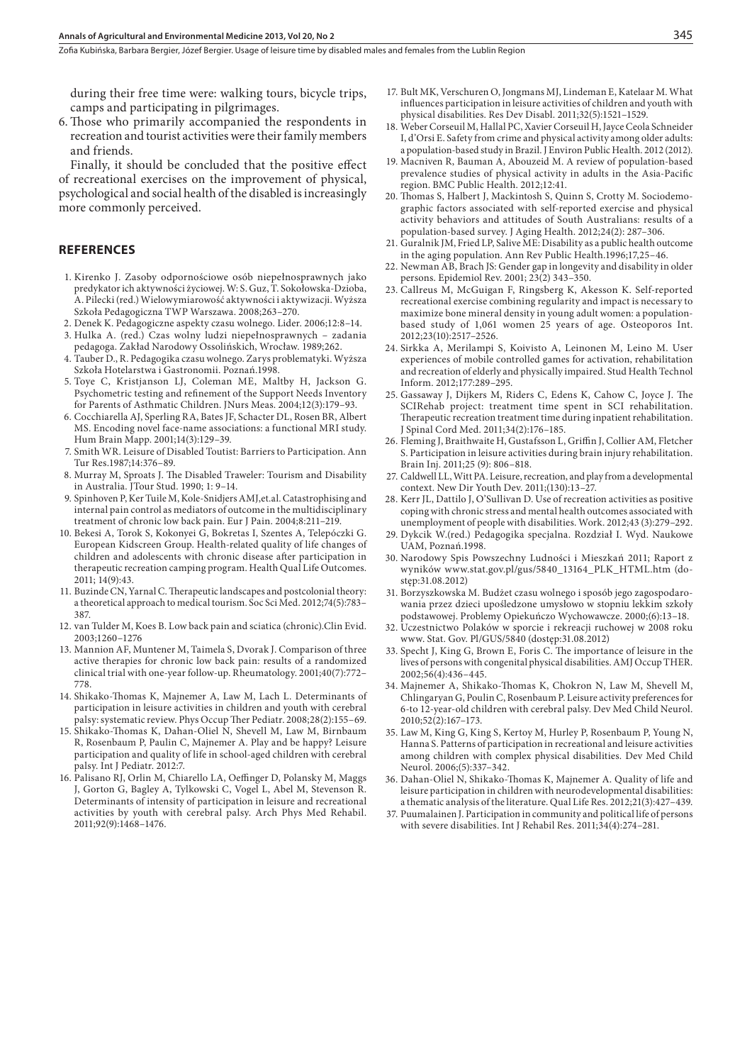during their free time were: walking tours, bicycle trips, camps and participating in pilgrimages.

6. Those who primarily accompanied the respondents in recreation and tourist activities were their family members and friends.

Finally, it should be concluded that the positive effect of recreational exercises on the improvement of physical, psychological and social health of the disabled is increasingly more commonly perceived.

## REFERENCES

1. Kirenko J. Zasoby odpornościowe osób niepełnosprawnych jako predykator ich aktywności życiowej. W: S. Guz, T. Sokołowska-Dzioba, A. Pilecki (red.) Wielowymiarowość aktywności i aktywizacji. Wyższa Szkoła Pedagogiczna TWP Warszawa. 2008;263–270.
2. Denek K. Pedagogiczne aspekty czasu wolnego. Lider. 2006;12:8–14.
3. Hulka A. (red.) Czas wolny ludzi niepełnosprawnych – zadania pedagoga. Zakład Narodowy Ossolińskich, Wrocław. 1989;262.
4. Tauber D., R. Pedagogika czasu wolnego. Zarys problematyki. Wyższa Szkoła Hotelarstwa i Gastronomii. Poznań.1998.
5. Toye C, Kristjanson LJ, Coleman ME, Maltby H, Jackson G. Psychometric testing and refinement of the Support Needs Inventory for Parents of Asthmatic Children. JNurs Meas. 2004;12(3):179–93.
6. Cocchiarella AJ, Sperling RA, Bates JF, Schacter DL, Rosen BR, Albert MS. Encoding novel face-name associations: a functional MRI study. Hum Brain Mapp. 2001;14(3):129–39.
7. Smith WR. Leisure of Disabled Toutist: Barriers to Participation. Ann Tur Res.1987;14:376–89.
8. Murray M, Sproats J. The Disabled Traweler: Tourism and Disability in Australia. JTour Stud. 1990; 1: 9–14.
9. Spinhoven P, Ker Tuile M, Kole-Snidjers AMJ,et.al. Catastrophising and internal pain control as mediators of outcome in the multidisciplinary treatment of chronic low back pain. Eur J Pain. 2004;8:211–219.
10. Bekesi A, Torok S, Kokonyei G, Bokretas I, Szentes A, Telepóczki G. European Kidscreen Group. Health-related quality of life changes of children and adolescents with chronic disease after participation in therapeutic recreation camping program. Health Qual Life Outcomes. 2011; 14(9):43.
11. Buzinde CN, Yarnal C. Therapeutic landscapes and postcolonial theory: a theoretical approach to medical tourism. Soc Sci Med. 2012;74(5):783–387.
12. van Tulder M, Koes B. Low back pain and sciatica (chronic).Clin Evid. 2003;1260–1276
13. Mannion AF, Muntener M, Taimela S, Dvorak J. Comparison of three active therapies for chronic low back pain: results of a randomized clinical trial with one-year follow-up. Rheumatology. 2001;40(7):772–778.
14. Shikako-Thomas K, Majnemer A, Law M, Lach L. Determinants of participation in leisure activities in children and youth with cerebral palsy: systematic review. Phys Occup Ther Pediatr. 2008;28(2):155–69.
15. Shikako-Thomas K, Dahan-Oliel N, Shevell M, Law M, Birnbaum R, Rosenbaum P, Paulin C, Majnemer A. Play and be happy? Leisure participation and quality of life in school-aged children with cerebral palsy. Int J Pediatr. 2012:7.
16. Palisano RJ, Orlin M, Chiarello LA, Oeffinger D, Polansky M, Maggs J, Gorton G, Bagley A, Tylkowski C, Vogel L, Abel M, Stevenson R. Determinants of intensity of participation in leisure and recreational activities by youth with cerebral palsy. Arch Phys Med Rehabil. 2011;92(9):1468–1476.
17. Bult MK, Verschuren O, Jongmans MJ, Lindeman E, Katelaar M. What influences participation in leisure activities of children and youth with physical disabilities. Res Dev Disabl. 2011;32(5):1521–1529.
18. Weber Corseuil M, Hallal PC, Xavier Corseuil H, Jayce Ceola Schneider I, d'Orsi E. Safety from crime and physical activity among older adults: a population-based study in Brazil. J Environ Public Health. 2012 (2012).
19. Macniven R, Bauman A, Abouzeid M. A review of population-based prevalence studies of physical activity in adults in the Asia-Pacific region. BMC Public Health. 2012;12:41.
20. Thomas S, Halbert J, Mackintosh S, Quinn S, Crotty M. Sociodemographic factors associated with self-reported exercise and physical activity behaviors and attitudes of South Australians: results of a population-based survey. J Aging Health. 2012;24(2): 287–306.
21. Guralnik JM, Fried LP, Salive ME: Disability as a public health outcome in the aging population. Ann Rev Public Health.1996;17,25–46.
22. Newman AB, Brach JS: Gender gap in longevity and disability in older persons. Epidemiol Rev. 2001; 23(2) 343–350.
23. Callreus M, McGuigan F, Ringsberg K, Akesson K. Self-reported recreational exercise combining regularity and impact is necessary to maximize bone mineral density in young adult women: a population-based study of 1,061 women 25 years of age. Osteoporos Int. 2012;23(10):2517–2526.
24. Sirkka A, Merilampi S, Koivisto A, Leinonen M, Leino M. User experiences of mobile controlled games for activation, rehabilitation and recreation of elderly and physically impaired. Stud Health Technol Inform. 2012;177:289–295.
25. Gassaway J, Dijkers M, Riders C, Edens K, Cahow C, Joyce J. The SCIRehab project: treatment time spent in SCI rehabilitation. Therapeutic recreation treatment time during inpatient rehabilitation. J Spinal Cord Med. 2011;34(2):176–185.
26. Fleming J, Braithwaite H, Gustafsson L, Griffin J, Collier AM, Fletcher S. Participation in leisure activities during brain injury rehabilitation. Brain Inj. 2011;25 (9): 806–818.
27. Caldwell LL, Witt PA. Leisure, recreation, and play from a developmental context. New Dir Youth Dev. 2011;(130):13–27.
28. Kerr JL, Dattilo J, O'Sullivan D. Use of recreation activities as positive coping with chronic stress and mental health outcomes associated with unemployment of people with disabilities. Work. 2012;43 (3):279–292.
29. Dykcik W.(red.) Pedagogika specjalna. Rozdział I. Wyd. Naukowe UAM, Poznań.1998.
30. Narodowy Spis Powszechny Ludności i Mieszkań 2011; Raport z wyników www.stat.gov.pl/gus/5840_13164_PLK_HTML.htm (dostęp:31.08.2012)
31. Borzyszkowska M. Budżet czasu wolnego i sposób jego zagospodarowania przez dzieci upośledzone umysłowo w stopniu lekkim szkoły podstawowej. Problemy Opiekuńczo Wychowawcze. 2000;(6):13–18.
32. Uczestnictwo Polaków w sporcie i rekreacji ruchowej w 2008 roku www. Stat. Gov. Pl/GUS/5840 (dostęp:31.08.2012)
33. Specht J, King G, Brown E, Foris C. The importance of leisure in the lives of persons with congenital physical disabilities. AMJ Occup THER. 2002;56(4):436–445.
34. Majnemer A, Shikako-Thomas K, Chokron N, Law M, Shevell M, Chlingaryan G, Poulin C, Rosenbaum P. Leisure activity preferences for 6-to 12-year-old children with cerebral palsy. Dev Med Child Neurol. 2010;52(2):167–173.
35. Law M, King G, King S, Kertoy M, Hurley P, Rosenbaum P, Young N, Hanna S. Patterns of participation in recreational and leisure activities among children with complex physical disabilities. Dev Med Child Neurol. 2006;(5):337–342.
36. Dahan-Oliel N, Shikako-Thomas K, Majnemer A. Quality of life and leisure participation in children with neurodevelopmental disabilities: a thematic analysis of the literature. Qual Life Res. 2012;21(3):427–439.
37. Puumalainen J. Participation in community and political life of persons with severe disabilities. Int J Rehabil Res. 2011;34(4):274–281.